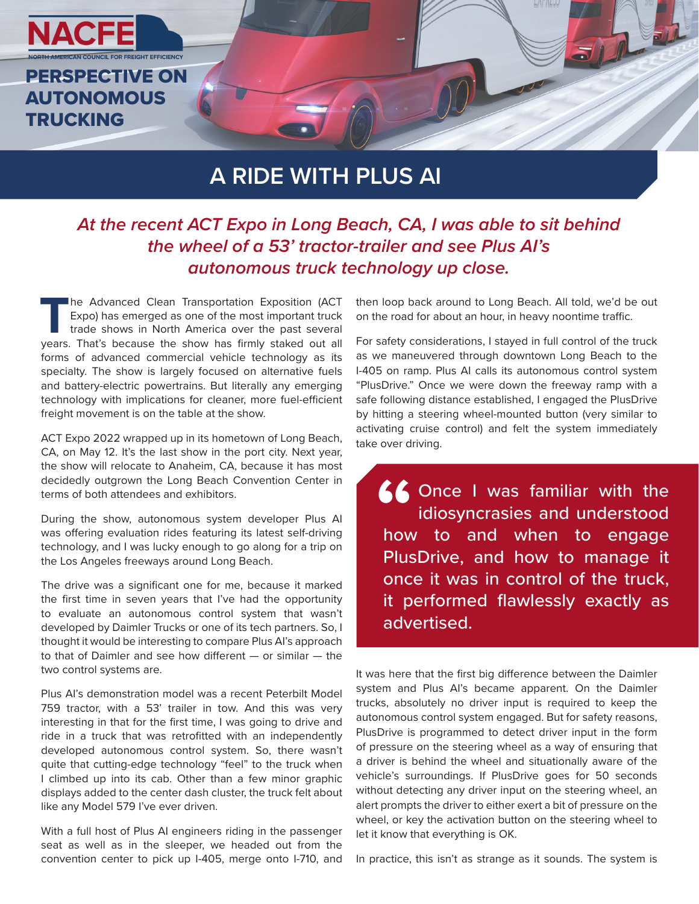NACFE

NORTH AMERICAN COUNCIL FOR FREIGHT EFFICIENCY

## PERSPECTIVE ON AUTONOMOUS TRUCKING

# A RIDE WITH PLUS AI

***At the recent ACT Expo in Long Beach, CA, I was able to sit behind the wheel of a 53' tractor-trailer and see Plus AI's autonomous truck technology up close.***

The Advanced Clean Transportation Exposition (ACT Expo) has emerged as one of the most important truck trade shows in North America over the past several years. That's because the show has firmly staked out all forms of advanced commercial vehicle technology as its specialty. The show is largely focused on alternative fuels and battery-electric powertrains. But literally any emerging technology with implications for cleaner, more fuel-efficient freight movement is on the table at the show.

ACT Expo 2022 wrapped up in its hometown of Long Beach, CA, on May 12. It's the last show in the port city. Next year, the show will relocate to Anaheim, CA, because it has most decidedly outgrown the Long Beach Convention Center in terms of both attendees and exhibitors.

During the show, autonomous system developer Plus AI was offering evaluation rides featuring its latest self-driving technology, and I was lucky enough to go along for a trip on the Los Angeles freeways around Long Beach.

The drive was a significant one for me, because it marked the first time in seven years that I've had the opportunity to evaluate an autonomous control system that wasn't developed by Daimler Trucks or one of its tech partners. So, I thought it would be interesting to compare Plus AI's approach to that of Daimler and see how different — or similar — the two control systems are.

Plus AI's demonstration model was a recent Peterbilt Model 759 tractor, with a 53' trailer in tow. And this was very interesting in that for the first time, I was going to drive and ride in a truck that was retrofitted with an independently developed autonomous control system. So, there wasn't quite that cutting-edge technology "feel" to the truck when I climbed up into its cab. Other than a few minor graphic displays added to the center dash cluster, the truck felt about like any Model 579 I've ever driven.

With a full host of Plus AI engineers riding in the passenger seat as well as in the sleeper, we headed out from the convention center to pick up I-405, merge onto I-710, and then loop back around to Long Beach. All told, we'd be out on the road for about an hour, in heavy noontime traffic.

For safety considerations, I stayed in full control of the truck as we maneuvered through downtown Long Beach to the I-405 on ramp. Plus AI calls its autonomous control system "PlusDrive." Once we were down the freeway ramp with a safe following distance established, I engaged the PlusDrive by hitting a steering wheel-mounted button (very similar to activating cruise control) and felt the system immediately take over driving.

> "Once I was familiar with the idiosyncrasies and understood how to and when to engage PlusDrive, and how to manage it once it was in control of the truck, it performed flawlessly exactly as advertised.

It was here that the first big difference between the Daimler system and Plus AI's became apparent. On the Daimler trucks, absolutely no driver input is required to keep the autonomous control system engaged. But for safety reasons, PlusDrive is programmed to detect driver input in the form of pressure on the steering wheel as a way of ensuring that a driver is behind the wheel and situationally aware of the vehicle's surroundings. If PlusDrive goes for 50 seconds without detecting any driver input on the steering wheel, an alert prompts the driver to either exert a bit of pressure on the wheel, or key the activation button on the steering wheel to let it know that everything is OK.

In practice, this isn't as strange as it sounds. The system is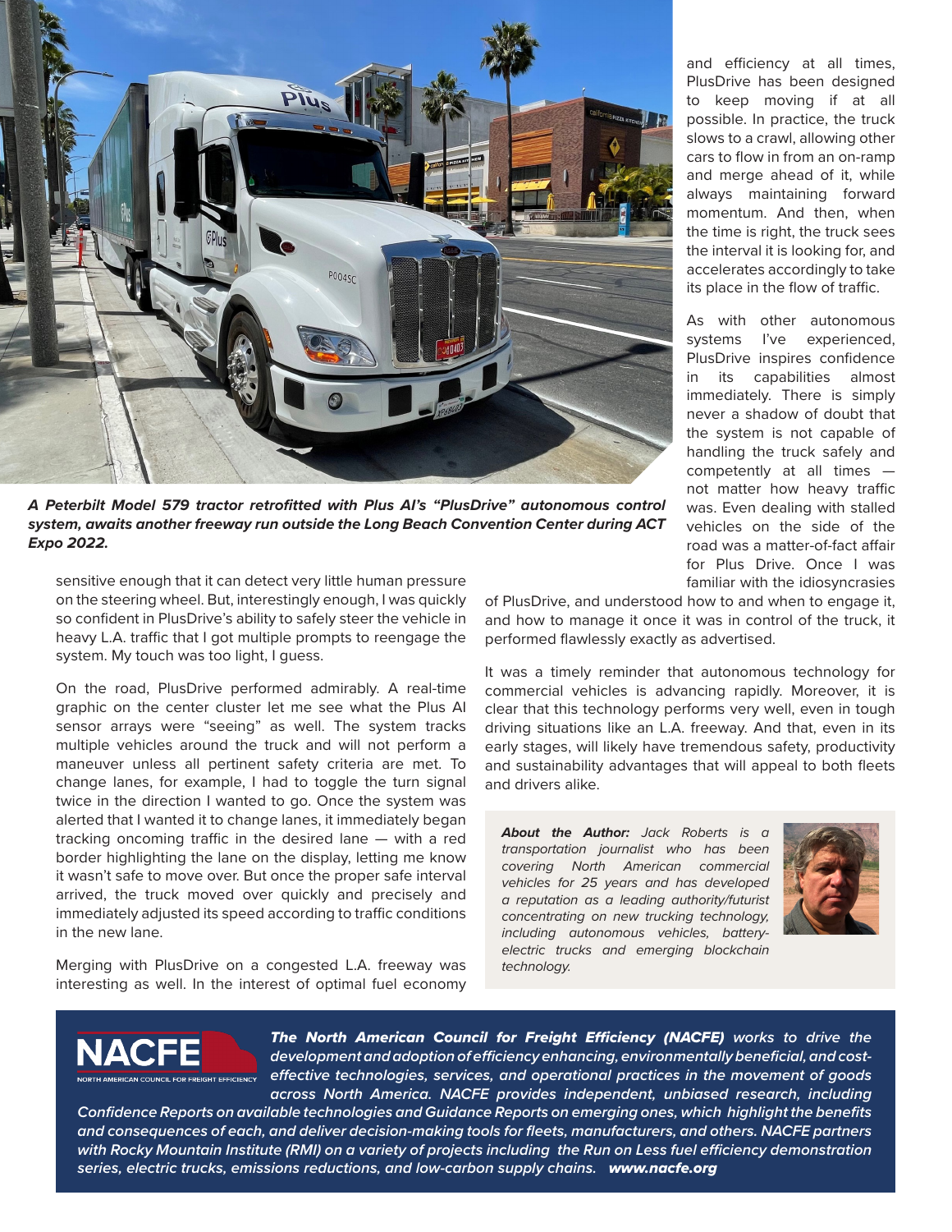*A Peterbilt Model 579 tractor retrofitted with Plus AI's "PlusDrive" autonomous control system, awaits another freeway run outside the Long Beach Convention Center during ACT Expo 2022.*

sensitive enough that it can detect very little human pressure on the steering wheel. But, interestingly enough, I was quickly so confident in PlusDrive's ability to safely steer the vehicle in heavy L.A. traffic that I got multiple prompts to reengage the system. My touch was too light, I guess.

On the road, PlusDrive performed admirably. A real-time graphic on the center cluster let me see what the Plus AI sensor arrays were "seeing" as well. The system tracks multiple vehicles around the truck and will not perform a maneuver unless all pertinent safety criteria are met. To change lanes, for example, I had to toggle the turn signal twice in the direction I wanted to go. Once the system was alerted that I wanted it to change lanes, it immediately began tracking oncoming traffic in the desired lane — with a red border highlighting the lane on the display, letting me know it wasn't safe to move over. But once the proper safe interval arrived, the truck moved over quickly and precisely and immediately adjusted its speed according to traffic conditions in the new lane.

Merging with PlusDrive on a congested L.A. freeway was interesting as well. In the interest of optimal fuel economy and efficiency at all times, PlusDrive has been designed to keep moving if at all possible. In practice, the truck slows to a crawl, allowing other cars to flow in from an on-ramp and merge ahead of it, while always maintaining forward momentum. And then, when the time is right, the truck sees the interval it is looking for, and accelerates accordingly to take its place in the flow of traffic.

As with other autonomous systems I've experienced, PlusDrive inspires confidence in its capabilities almost immediately. There is simply never a shadow of doubt that the system is not capable of handling the truck safely and competently at all times — not matter how heavy traffic was. Even dealing with stalled vehicles on the side of the road was a matter-of-fact affair for Plus Drive. Once I was familiar with the idiosyncrasies of PlusDrive, and understood how to and when to engage it, and how to manage it once it was in control of the truck, it performed flawlessly exactly as advertised.

It was a timely reminder that autonomous technology for commercial vehicles is advancing rapidly. Moreover, it is clear that this technology performs very well, even in tough driving situations like an L.A. freeway. And that, even in its early stages, will likely have tremendous safety, productivity and sustainability advantages that will appeal to both fleets and drivers alike.

***About the Author:*** *Jack Roberts is a transportation journalist who has been covering North American commercial vehicles for 25 years and has developed a reputation as a leading authority/futurist concentrating on new trucking technology, including autonomous vehicles, battery-electric trucks and emerging blockchain technology.*

NACFE
NORTH AMERICAN COUNCIL FOR FREIGHT EFFICIENCY

***The North American Council for Freight Efficiency (NACFE) works to drive the development and adoption of efficiency enhancing, environmentally beneficial, and cost-effective technologies, services, and operational practices in the movement of goods across North America. NACFE provides independent, unbiased research, including Confidence Reports on available technologies and Guidance Reports on emerging ones, which highlight the benefits and consequences of each, and deliver decision-making tools for fleets, manufacturers, and others. NACFE partners with Rocky Mountain Institute (RMI) on a variety of projects including the Run on Less fuel efficiency demonstration series, electric trucks, emissions reductions, and low-carbon supply chains. www.nacfe.org***